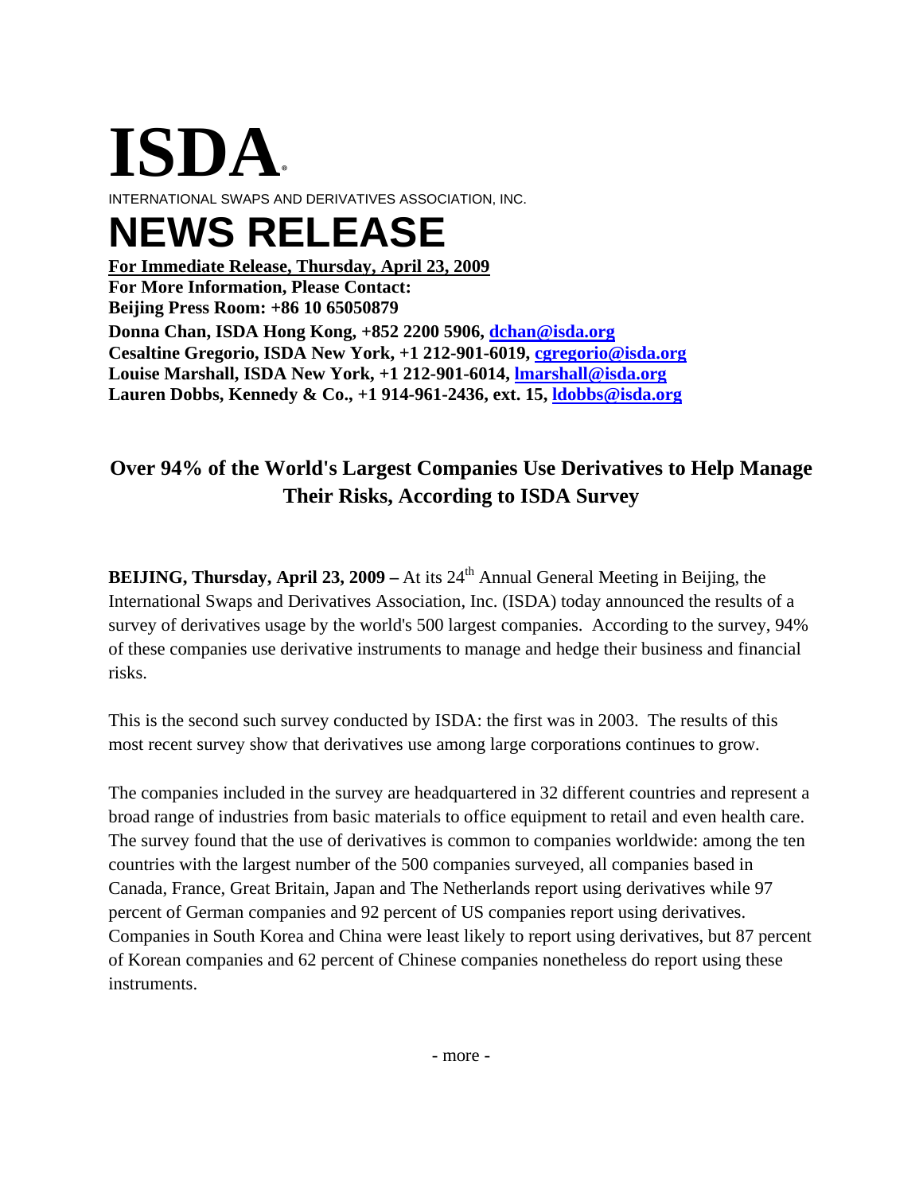# ISDA®

INTERNATIONAL SWAPS AND DERIVATIVES ASSOCIATION, INC.

# NEWS RELEASE

**For Immediate Release, Thursday, April 23, 2009**
**For More Information, Please Contact:**
**Beijing Press Room: +86 10 65050879**
**Donna Chan, ISDA Hong Kong, +852 2200 5906, dchan@isda.org**
**Cesaltine Gregorio, ISDA New York, +1 212-901-6019, cgregorio@isda.org**
**Louise Marshall, ISDA New York, +1 212-901-6014, lmarshall@isda.org**
**Lauren Dobbs, Kennedy & Co., +1 914-961-2436, ext. 15, ldobbs@isda.org**

## Over 94% of the World's Largest Companies Use Derivatives to Help Manage Their Risks, According to ISDA Survey

**BEIJING, Thursday, April 23, 2009 –** At its 24th Annual General Meeting in Beijing, the International Swaps and Derivatives Association, Inc. (ISDA) today announced the results of a survey of derivatives usage by the world's 500 largest companies. According to the survey, 94% of these companies use derivative instruments to manage and hedge their business and financial risks.

This is the second such survey conducted by ISDA: the first was in 2003. The results of this most recent survey show that derivatives use among large corporations continues to grow.

The companies included in the survey are headquartered in 32 different countries and represent a broad range of industries from basic materials to office equipment to retail and even health care. The survey found that the use of derivatives is common to companies worldwide: among the ten countries with the largest number of the 500 companies surveyed, all companies based in Canada, France, Great Britain, Japan and The Netherlands report using derivatives while 97 percent of German companies and 92 percent of US companies report using derivatives. Companies in South Korea and China were least likely to report using derivatives, but 87 percent of Korean companies and 62 percent of Chinese companies nonetheless do report using these instruments.

- more -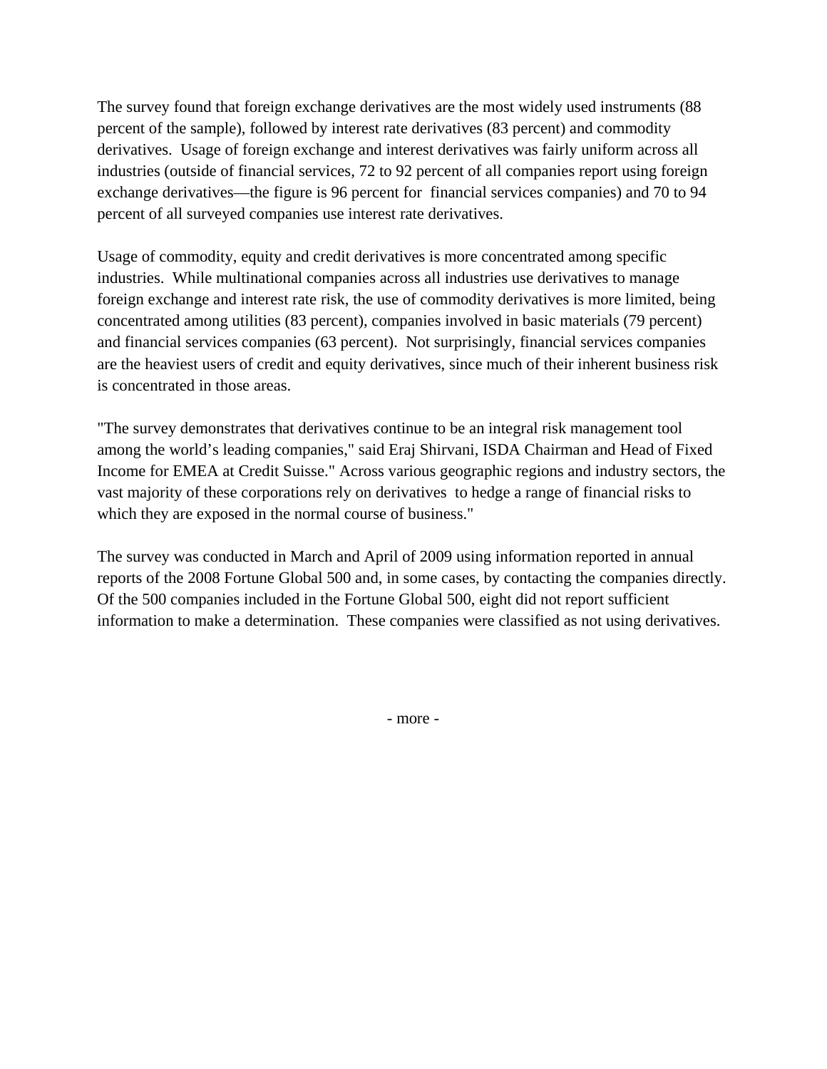The survey found that foreign exchange derivatives are the most widely used instruments (88 percent of the sample), followed by interest rate derivatives (83 percent) and commodity derivatives. Usage of foreign exchange and interest derivatives was fairly uniform across all industries (outside of financial services, 72 to 92 percent of all companies report using foreign exchange derivatives—the figure is 96 percent for financial services companies) and 70 to 94 percent of all surveyed companies use interest rate derivatives.

Usage of commodity, equity and credit derivatives is more concentrated among specific industries. While multinational companies across all industries use derivatives to manage foreign exchange and interest rate risk, the use of commodity derivatives is more limited, being concentrated among utilities (83 percent), companies involved in basic materials (79 percent) and financial services companies (63 percent). Not surprisingly, financial services companies are the heaviest users of credit and equity derivatives, since much of their inherent business risk is concentrated in those areas.

"The survey demonstrates that derivatives continue to be an integral risk management tool among the world's leading companies," said Eraj Shirvani, ISDA Chairman and Head of Fixed Income for EMEA at Credit Suisse." Across various geographic regions and industry sectors, the vast majority of these corporations rely on derivatives to hedge a range of financial risks to which they are exposed in the normal course of business."

The survey was conducted in March and April of 2009 using information reported in annual reports of the 2008 Fortune Global 500 and, in some cases, by contacting the companies directly. Of the 500 companies included in the Fortune Global 500, eight did not report sufficient information to make a determination. These companies were classified as not using derivatives.

- more -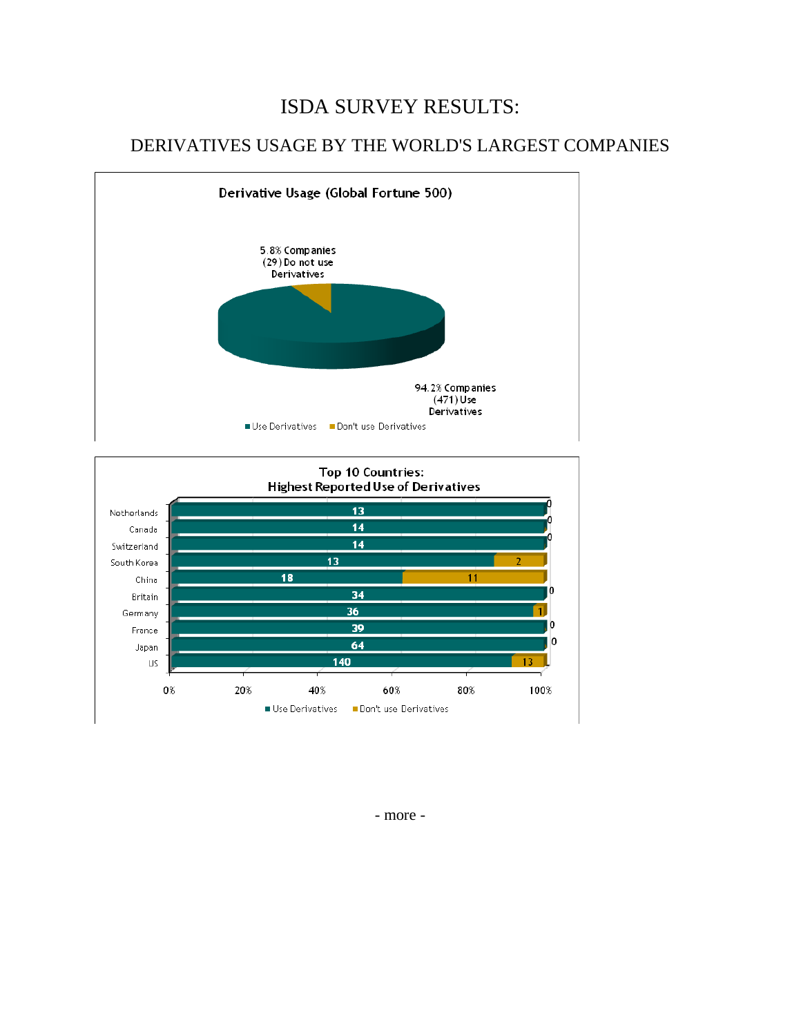# ISDA SURVEY RESULTS:

## DERIVATIVES USAGE BY THE WORLD'S LARGEST COMPANIES

**Derivative Usage (Global Fortune 500)**

5.8% Companies (29) Do not use Derivatives

94.2% Companies (471) Use Derivatives

■ Use Derivatives ■ Don't use Derivatives

**Top 10 Countries: Highest Reported Use of Derivatives**

| Country | Use Derivatives | Don't use Derivatives |
|---|---|---|
| Netherlands | 13 | 0 |
| Canada | 14 | 0 |
| Switzerland | 14 | 0 |
| South Korea | 13 | 2 |
| China | 18 | 11 |
| Britain | 34 | 0 |
| Germany | 36 | 1 |
| France | 39 | 0 |
| Japan | 64 | 0 |
| US | 140 | 13 |

■ Use Derivatives ■ Don't use Derivatives

- more -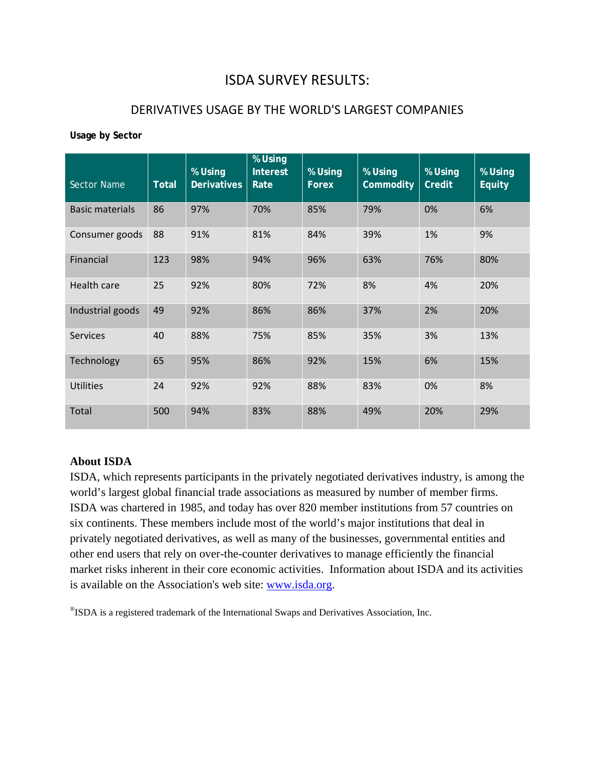# ISDA SURVEY RESULTS:

## DERIVATIVES USAGE BY THE WORLD'S LARGEST COMPANIES

**Usage by Sector**

| Sector Name | Total | % Using Derivatives | % Using Interest Rate | % Using Forex | % Using Commodity | % Using Credit | % Using Equity |
|---|---|---|---|---|---|---|---|
| Basic materials | 86 | 97% | 70% | 85% | 79% | 0% | 6% |
| Consumer goods | 88 | 91% | 81% | 84% | 39% | 1% | 9% |
| Financial | 123 | 98% | 94% | 96% | 63% | 76% | 80% |
| Health care | 25 | 92% | 80% | 72% | 8% | 4% | 20% |
| Industrial goods | 49 | 92% | 86% | 86% | 37% | 2% | 20% |
| Services | 40 | 88% | 75% | 85% | 35% | 3% | 13% |
| Technology | 65 | 95% | 86% | 92% | 15% | 6% | 15% |
| Utilities | 24 | 92% | 92% | 88% | 83% | 0% | 8% |
| Total | 500 | 94% | 83% | 88% | 49% | 20% | 29% |

**About ISDA**

ISDA, which represents participants in the privately negotiated derivatives industry, is among the world's largest global financial trade associations as measured by number of member firms. ISDA was chartered in 1985, and today has over 820 member institutions from 57 countries on six continents. These members include most of the world's major institutions that deal in privately negotiated derivatives, as well as many of the businesses, governmental entities and other end users that rely on over-the-counter derivatives to manage efficiently the financial market risks inherent in their core economic activities. Information about ISDA and its activities is available on the Association's web site: [www.isda.org](http://www.isda.org).

®ISDA is a registered trademark of the International Swaps and Derivatives Association, Inc.